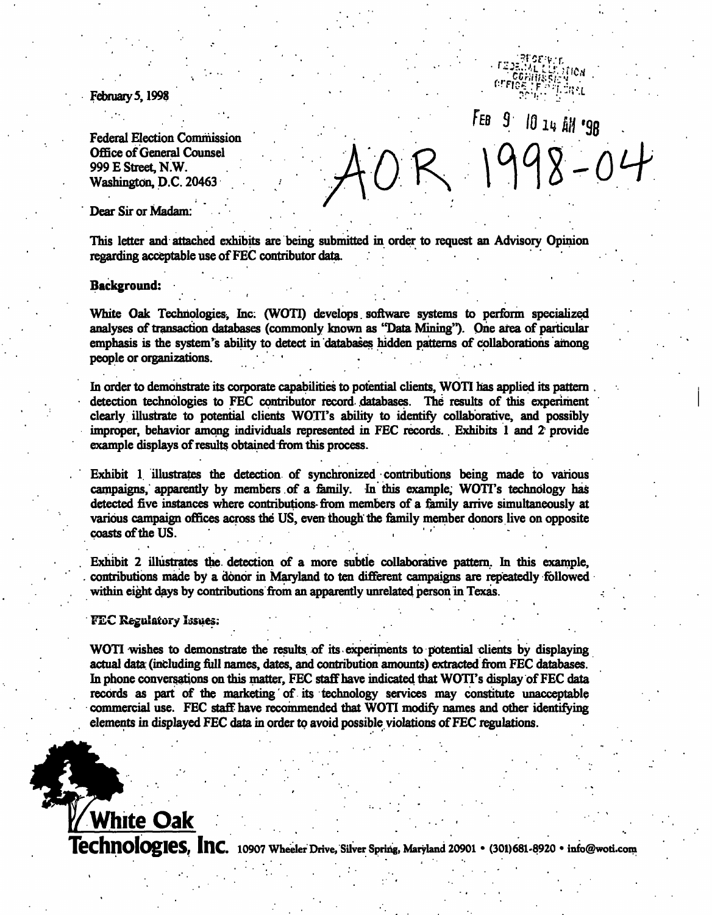February 5, 1998

RECEIVED
FEDERAL ELECTION COMMISSION
OFFICE OF GENERAL COUNSEL

FEB 9 10 14 AM '98

AOR 1998-04

Federal Election Commission
Office of General Counsel
999 E Street, N.W.
Washington, D.C. 20463

Dear Sir or Madam:

This letter and attached exhibits are being submitted in order to request an Advisory Opinion regarding acceptable use of FEC contributor data.

**Background:**

White Oak Technologies, Inc. (WOTI) develops software systems to perform specialized analyses of transaction databases (commonly known as "Data Mining"). One area of particular emphasis is the system's ability to detect in databases hidden patterns of collaborations among people or organizations.

In order to demonstrate its corporate capabilities to potential clients, WOTI has applied its pattern detection technologies to FEC contributor record databases. The results of this experiment clearly illustrate to potential clients WOTI's ability to identify collaborative, and possibly improper, behavior among individuals represented in FEC records. Exhibits 1 and 2 provide example displays of results obtained from this process.

Exhibit 1 illustrates the detection of synchronized contributions being made to various campaigns, apparently by members of a family. In this example, WOTI's technology has detected five instances where contributions from members of a family arrive simultaneously at various campaign offices across the US, even though the family member donors live on opposite coasts of the US.

Exhibit 2 illustrates the detection of a more subtle collaborative pattern. In this example, contributions made by a donor in Maryland to ten different campaigns are repeatedly followed within eight days by contributions from an apparently unrelated person in Texas.

**FEC Regulatory Issues:**

WOTI wishes to demonstrate the results of its experiments to potential clients by displaying actual data (including full names, dates, and contribution amounts) extracted from FEC databases. In phone conversations on this matter, FEC staff have indicated that WOTI's display of FEC data records as part of the marketing of its technology services may constitute unacceptable commercial use. FEC staff have recommended that WOTI modify names and other identifying elements in displayed FEC data in order to avoid possible violations of FEC regulations.

**White Oak Technologies, Inc.** 10907 Wheeler Drive, Silver Spring, Maryland 20901 • (301)681-8920 • info@woti.com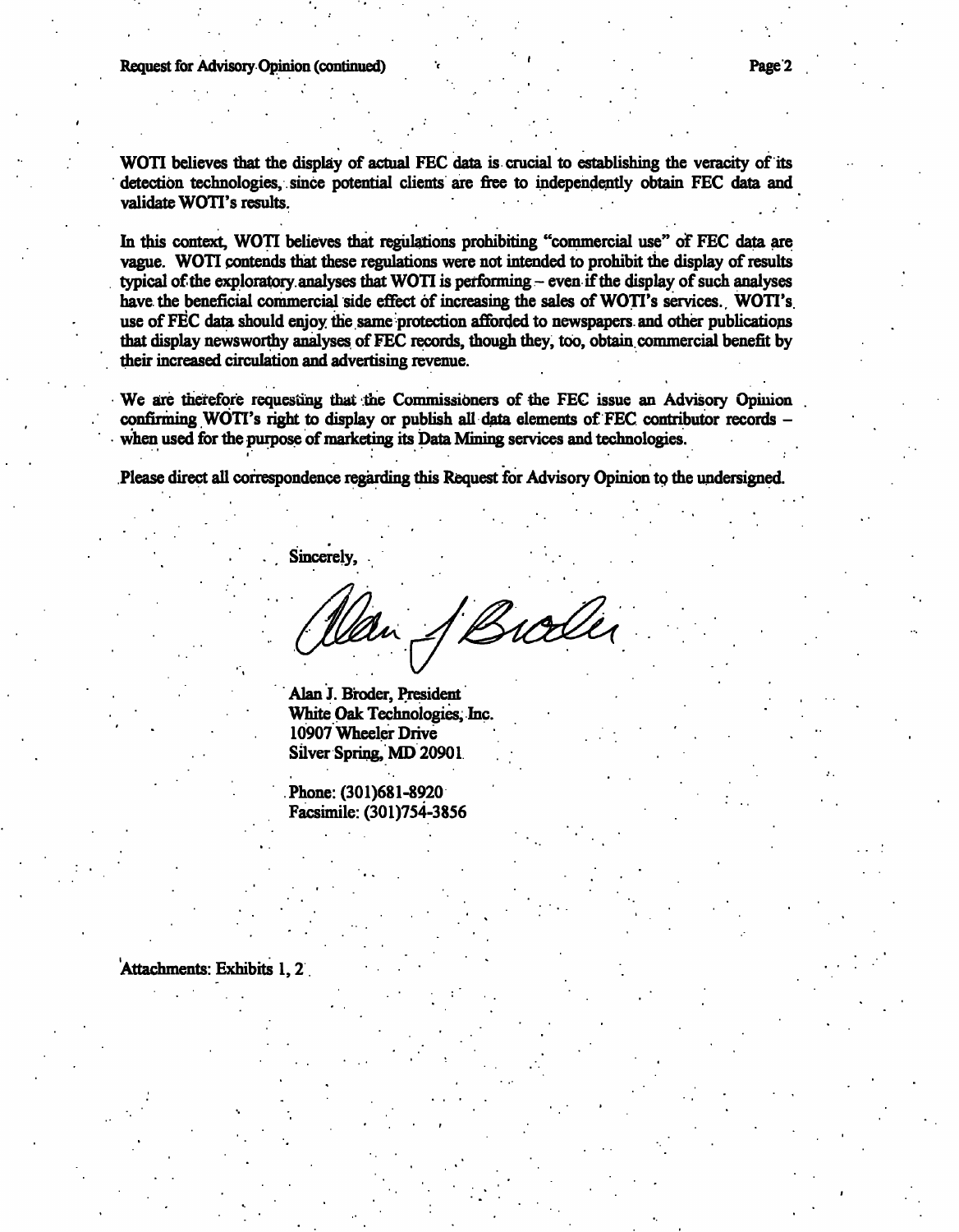WOTI believes that the display of actual FEC data is crucial to establishing the veracity of its detection technologies, since potential clients are free to independently obtain FEC data and validate WOTI's results.

In this context, WOTI believes that regulations prohibiting "commercial use" of FEC data are vague. WOTI contends that these regulations were not intended to prohibit the display of results typical of the exploratory analyses that WOTI is performing – even if the display of such analyses have the beneficial commercial side effect of increasing the sales of WOTI's services. WOTI's use of FEC data should enjoy the same protection afforded to newspapers and other publications that display newsworthy analyses of FEC records, though they, too, obtain commercial benefit by their increased circulation and advertising revenue.

We are therefore requesting that the Commissioners of the FEC issue an Advisory Opinion confirming WOTI's right to display or publish all data elements of FEC contributor records – when used for the purpose of marketing its Data Mining services and technologies.

Please direct all correspondence regarding this Request for Advisory Opinion to the undersigned.

Sincerely,

Alan J. Broder

Alan J. Broder, President
White Oak Technologies, Inc.
10907 Wheeler Drive
Silver Spring, MD 20901

Phone: (301)681-8920
Facsimile: (301)754-3856

Attachments: Exhibits 1, 2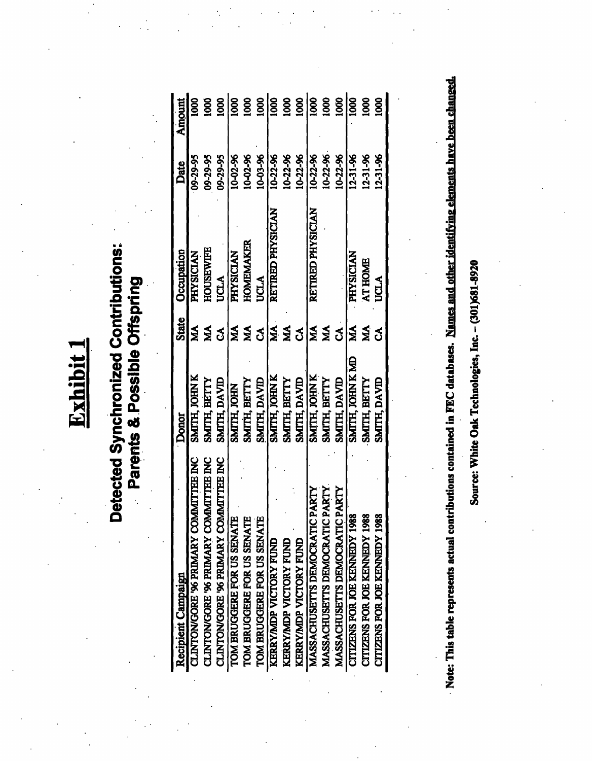# Exhibit 1

## Detected Synchronized Contributions: Parents & Possible Offspring

| Recipient Campaign | Donor | State | Occupation | Date | Amount |
|---|---|---|---|---|---|
| CLINTON/GORE '96 PRIMARY COMMITTEE INC | SMITH, JOHN K | MA | PHYSICIAN | 09-29-95 | 1000 |
| CLINTON/GORE '96 PRIMARY COMMITTEE INC | SMITH, BETTY | MA | HOUSEWIFE | 09-29-95 | 1000 |
| CLINTON/GORE '96 PRIMARY COMMITTEE INC | SMITH, DAVID | CA | UCLA | 09-29-95 | 1000 |
| TOM BRUGGERE FOR US SENATE | SMITH, JOHN | MA | PHYSICIAN | 10-02-96 | 1000 |
| TOM BRUGGERE FOR US SENATE | SMITH, BETTY | MA | HOMEMAKER | 10-02-96 | 1000 |
| TOM BRUGGERE FOR US SENATE | SMITH, DAVID | CA | UCLA | 10-03-96 | 1000 |
| KERRY/MDP VICTORY FUND | SMITH, JOHN K | MA | RETIRED PHYSICIAN | 10-22-96 | 1000 |
| KERRY/MDP VICTORY FUND | SMITH, BETTY | MA | | 10-22-96 | 1000 |
| KERRY/MDP VICTORY FUND | SMITH, DAVID | CA | | 10-22-96 | 1000 |
| MASSACHUSETTS DEMOCRATIC PARTY | SMITH, JOHN K | MA | RETIRED PHYSICIAN | 10-22-96 | 1000 |
| MASSACHUSETTS DEMOCRATIC PARTY | SMITH, BETTY | MA | | 10-22-96 | 1000 |
| MASSACHUSETTS DEMOCRATIC PARTY | SMITH, DAVID | CA | | 10-22-96 | 1000 |
| CITIZENS FOR JOE KENNEDY 1988 | SMITH, JOHN K MD | MA | PHYSICIAN | 12-31-96 | 1000 |
| CITIZENS FOR JOE KENNEDY 1988 | SMITH, BETTY | MA | AT HOME | 12-31-96 | 1000 |
| CITIZENS FOR JOE KENNEDY 1988 | SMITH, DAVID | CA | UCLA | 12-31-96 | 1000 |

**Note: This table represents actual contributions contained in FEC databases. Names and other identifying elements have been changed.**

**Source: White Oak Technologies, Inc. – (301)681-8920**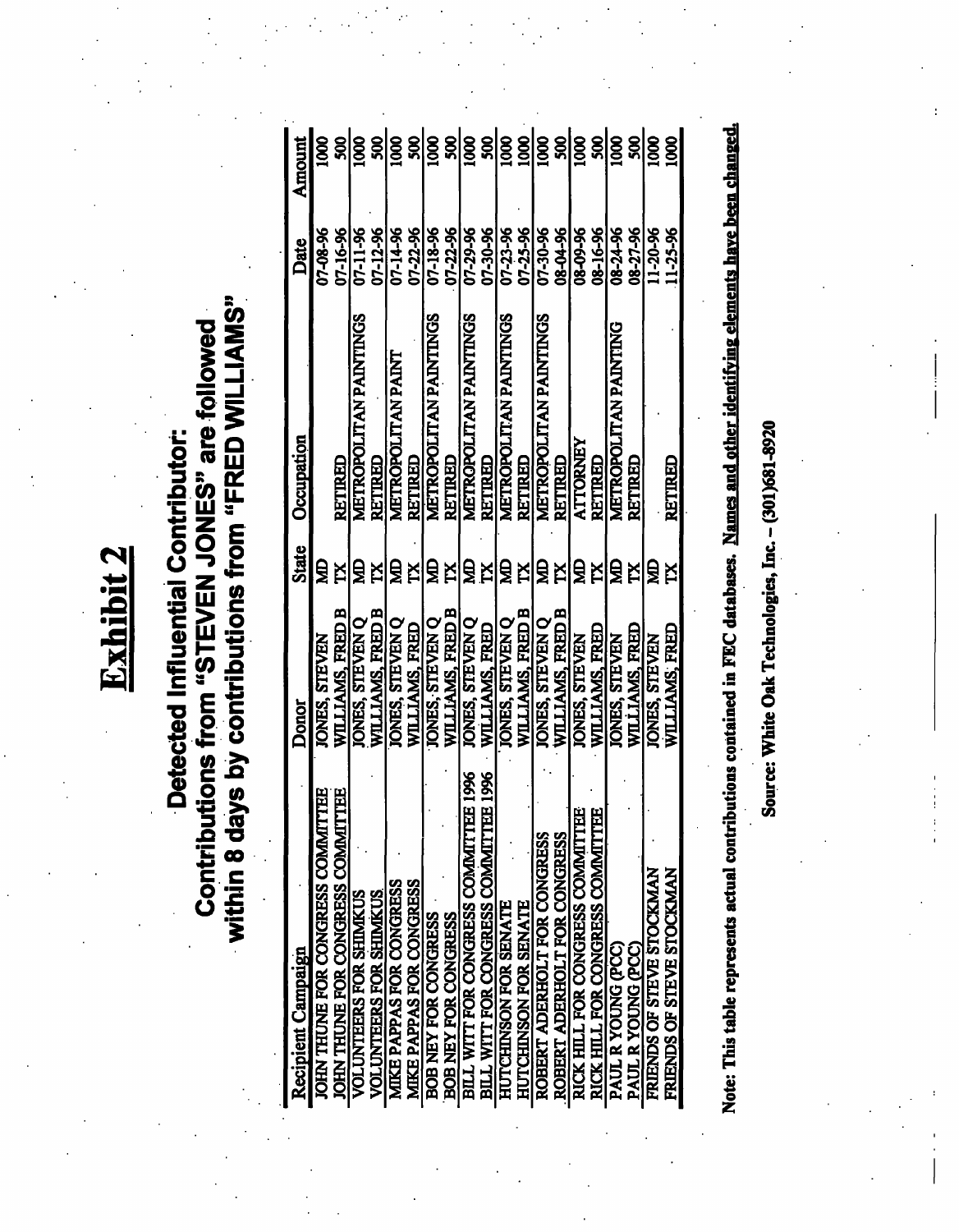# Exhibit 2

## Detected Influential Contributor: Contributions from "STEVEN JONES" are followed within 8 days by contributions from "FRED WILLIAMS"

| Recipient Campaign | Donor | State | Occupation | Date | Amount |
|---|---|---|---|---|---|
| JOHN THUNE FOR CONGRESS COMMITTEE | JONES, STEVEN | MD | | 07-08-96 | 1000 |
| JOHN THUNE FOR CONGRESS COMMITTEE | WILLIAMS, FRED B | TX | RETIRED | 07-16-96 | 500 |
| VOLUNTEERS FOR SHIMKUS | JONES, STEVEN Q | MD | METROPOLITAN PAINTINGS | 07-11-96 | 1000 |
| VOLUNTEERS FOR SHIMKUS | WILLIAMS, FRED B | TX | RETIRED | 07-12-96 | 500 |
| MIKE PAPPAS FOR CONGRESS | JONES, STEVEN Q | MD | METROPOLITAN PAINT | 07-14-96 | 1000 |
| MIKE PAPPAS FOR CONGRESS | WILLIAMS, FRED | TX | RETIRED | 07-22-96 | 500 |
| BOB NEY FOR CONGRESS | JONES, STEVEN Q | MD | METROPOLITAN PAINTINGS | 07-18-96 | 1000 |
| BOB NEY FOR CONGRESS | WILLIAMS, FRED B | TX | RETIRED | 07-22-96 | 500 |
| BILL WITT FOR CONGRESS COMMITTEE 1996 | JONES, STEVEN Q | MD | METROPOLITAN PAINTINGS | 07-29-96 | 1000 |
| BILL WITT FOR CONGRESS COMMITTEE 1996 | WILLIAMS, FRED | TX | RETIRED | 07-30-96 | 500 |
| HUTCHINSON FOR SENATE | JONES, STEVEN Q | MD | METROPOLITAN PAINTINGS | 07-23-96 | 1000 |
| HUTCHINSON FOR SENATE | WILLIAMS, FRED B | TX | RETIRED | 07-25-96 | 1000 |
| ROBERT ADERHOLT FOR CONGRESS | JONES, STEVEN Q | MD | METROPOLITAN PAINTINGS | 07-30-96 | 1000 |
| ROBERT ADERHOLT FOR CONGRESS | WILLIAMS, FRED B | TX | RETIRED | 08-04-96 | 500 |
| RICK HILL FOR CONGRESS COMMITTEE | JONES, STEVEN | MD | ATTORNEY | 08-09-96 | 1000 |
| RICK HILL FOR CONGRESS COMMITTEE | WILLIAMS, FRED | TX | RETIRED | 08-16-96 | 500 |
| PAUL R YOUNG (PCC) | JONES, STEVEN | MD | METROPOLITAN PAINTING | 08-24-96 | 1000 |
| PAUL R YOUNG (PCC) | WILLIAMS, FRED | TX | RETIRED | 08-27-96 | 500 |
| FRIENDS OF STEVE STOCKMAN | JONES, STEVEN | MD | | 11-20-96 | 1000 |
| FRIENDS OF STEVE STOCKMAN | WILLIAMS, FRED | TX | RETIRED | 11-25-96 | 1000 |

**Note: This table represents actual contributions contained in FEC databases. Names and other identifying elements have been changed.**

**Source: White Oak Technologies, Inc. – (301)681-8920**